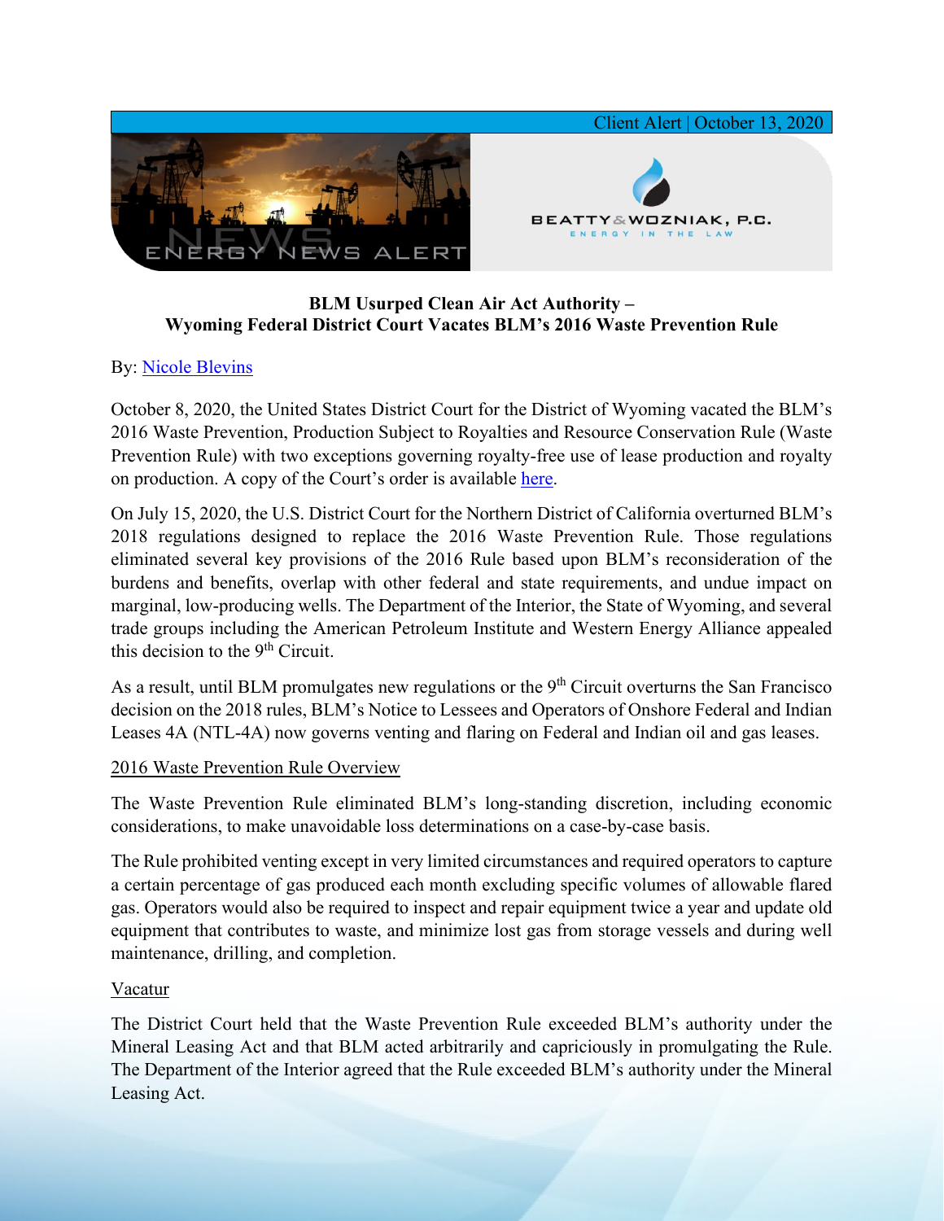Client Alert | October 13, 2020

ENERGY NEWS ALERT

BEATTY & WOZNIAK, P.C.
ENERGY IN THE LAW

## BLM Usurped Clean Air Act Authority – Wyoming Federal District Court Vacates BLM's 2016 Waste Prevention Rule

By: Nicole Blevins

October 8, 2020, the United States District Court for the District of Wyoming vacated the BLM's 2016 Waste Prevention, Production Subject to Royalties and Resource Conservation Rule (Waste Prevention Rule) with two exceptions governing royalty-free use of lease production and royalty on production. A copy of the Court's order is available here.

On July 15, 2020, the U.S. District Court for the Northern District of California overturned BLM's 2018 regulations designed to replace the 2016 Waste Prevention Rule. Those regulations eliminated several key provisions of the 2016 Rule based upon BLM's reconsideration of the burdens and benefits, overlap with other federal and state requirements, and undue impact on marginal, low-producing wells. The Department of the Interior, the State of Wyoming, and several trade groups including the American Petroleum Institute and Western Energy Alliance appealed this decision to the 9th Circuit.

As a result, until BLM promulgates new regulations or the 9th Circuit overturns the San Francisco decision on the 2018 rules, BLM's Notice to Lessees and Operators of Onshore Federal and Indian Leases 4A (NTL-4A) now governs venting and flaring on Federal and Indian oil and gas leases.

### 2016 Waste Prevention Rule Overview

The Waste Prevention Rule eliminated BLM's long-standing discretion, including economic considerations, to make unavoidable loss determinations on a case-by-case basis.

The Rule prohibited venting except in very limited circumstances and required operators to capture a certain percentage of gas produced each month excluding specific volumes of allowable flared gas. Operators would also be required to inspect and repair equipment twice a year and update old equipment that contributes to waste, and minimize lost gas from storage vessels and during well maintenance, drilling, and completion.

### Vacatur

The District Court held that the Waste Prevention Rule exceeded BLM's authority under the Mineral Leasing Act and that BLM acted arbitrarily and capriciously in promulgating the Rule. The Department of the Interior agreed that the Rule exceeded BLM's authority under the Mineral Leasing Act.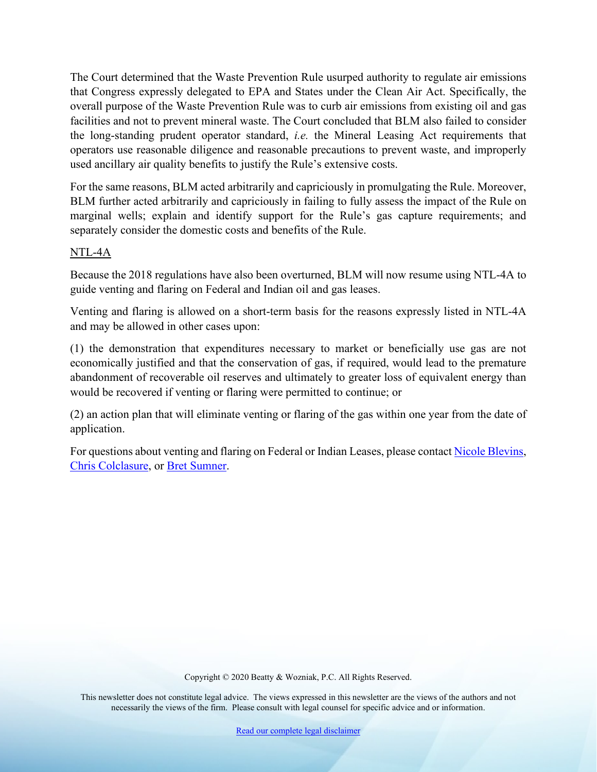The Court determined that the Waste Prevention Rule usurped authority to regulate air emissions that Congress expressly delegated to EPA and States under the Clean Air Act. Specifically, the overall purpose of the Waste Prevention Rule was to curb air emissions from existing oil and gas facilities and not to prevent mineral waste. The Court concluded that BLM also failed to consider the long-standing prudent operator standard, *i.e.* the Mineral Leasing Act requirements that operators use reasonable diligence and reasonable precautions to prevent waste, and improperly used ancillary air quality benefits to justify the Rule's extensive costs.

For the same reasons, BLM acted arbitrarily and capriciously in promulgating the Rule. Moreover, BLM further acted arbitrarily and capriciously in failing to fully assess the impact of the Rule on marginal wells; explain and identify support for the Rule's gas capture requirements; and separately consider the domestic costs and benefits of the Rule.

NTL-4A

Because the 2018 regulations have also been overturned, BLM will now resume using NTL-4A to guide venting and flaring on Federal and Indian oil and gas leases.

Venting and flaring is allowed on a short-term basis for the reasons expressly listed in NTL-4A and may be allowed in other cases upon:

(1) the demonstration that expenditures necessary to market or beneficially use gas are not economically justified and that the conservation of gas, if required, would lead to the premature abandonment of recoverable oil reserves and ultimately to greater loss of equivalent energy than would be recovered if venting or flaring were permitted to continue; or

(2) an action plan that will eliminate venting or flaring of the gas within one year from the date of application.

For questions about venting and flaring on Federal or Indian Leases, please contact Nicole Blevins, Chris Colclasure, or Bret Sumner.

Copyright © 2020 Beatty & Wozniak, P.C. All Rights Reserved.

This newsletter does not constitute legal advice. The views expressed in this newsletter are the views of the authors and not necessarily the views of the firm. Please consult with legal counsel for specific advice and or information.

Read our complete legal disclaimer